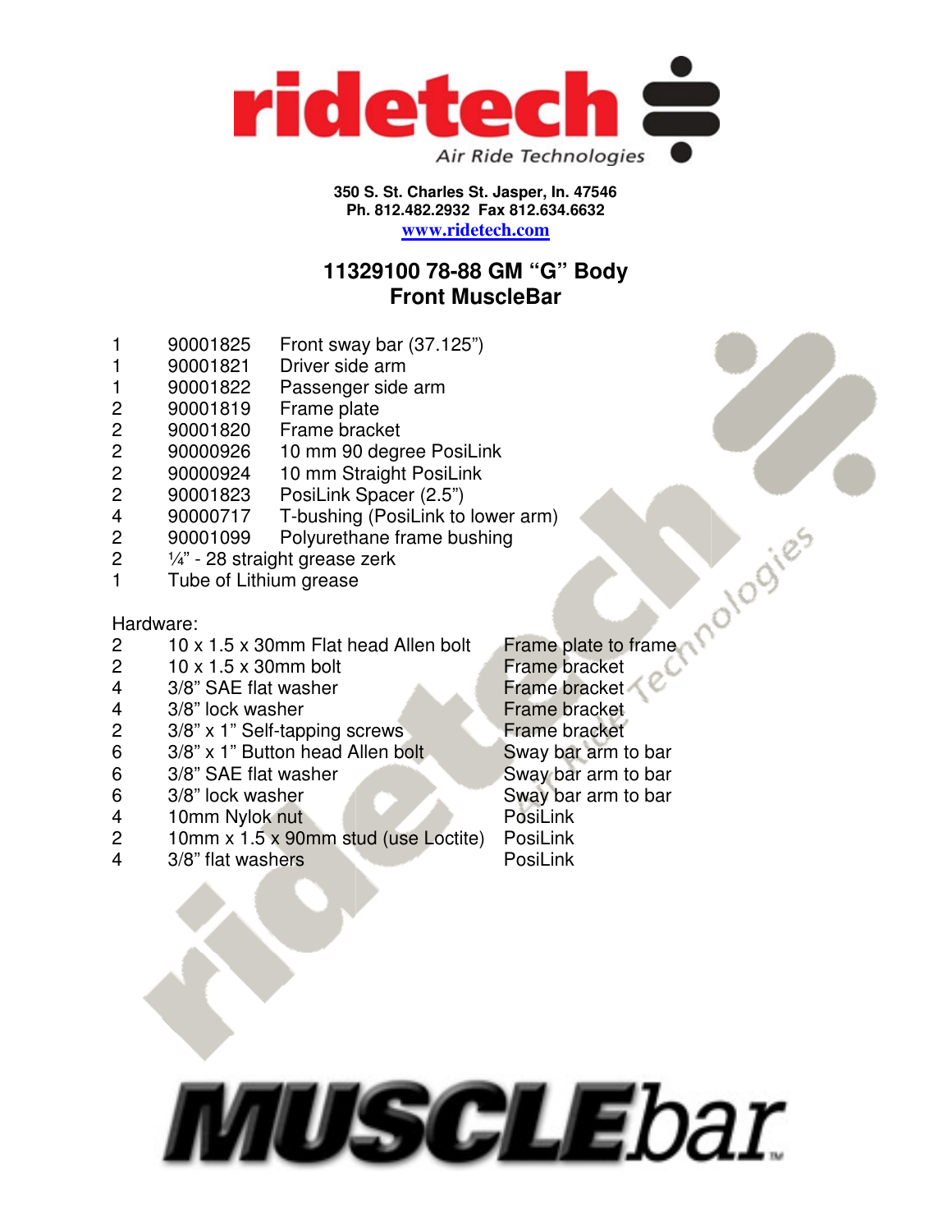**350 S. St. Charles St. Jasper, In. 47546**
**Ph. 812.482.2932 Fax 812.634.6632**
**www.ridetech.com**

## 11329100 78-88 GM "G" Body
## Front MuscleBar

| Qty | Part # | Description |
|---|---|---|
| 1 | 90001825 | Front sway bar (37.125") |
| 1 | 90001821 | Driver side arm |
| 1 | 90001822 | Passenger side arm |
| 2 | 90001819 | Frame plate |
| 2 | 90001820 | Frame bracket |
| 2 | 90000926 | 10 mm 90 degree PosiLink |
| 2 | 90000924 | 10 mm Straight PosiLink |
| 2 | 90001823 | PosiLink Spacer (2.5") |
| 4 | 90000717 | T-bushing (PosiLink to lower arm) |
| 2 | 90001099 | Polyurethane frame bushing |
| 2 | | ¼" - 28 straight grease zerk |
| 1 | | Tube of Lithium grease |

Hardware:

| Qty | Description | Location |
|---|---|---|
| 2 | 10 x 1.5 x 30mm Flat head Allen bolt | Frame plate to frame |
| 2 | 10 x 1.5 x 30mm bolt | Frame bracket |
| 4 | 3/8" SAE flat washer | Frame bracket |
| 4 | 3/8" lock washer | Frame bracket |
| 2 | 3/8" x 1" Self-tapping screws | Frame bracket |
| 6 | 3/8" x 1" Button head Allen bolt | Sway bar arm to bar |
| 6 | 3/8" SAE flat washer | Sway bar arm to bar |
| 6 | 3/8" lock washer | Sway bar arm to bar |
| 4 | 10mm Nylok nut | PosiLink |
| 2 | 10mm x 1.5 x 90mm stud (use Loctite) | PosiLink |
| 4 | 3/8" flat washers | PosiLink |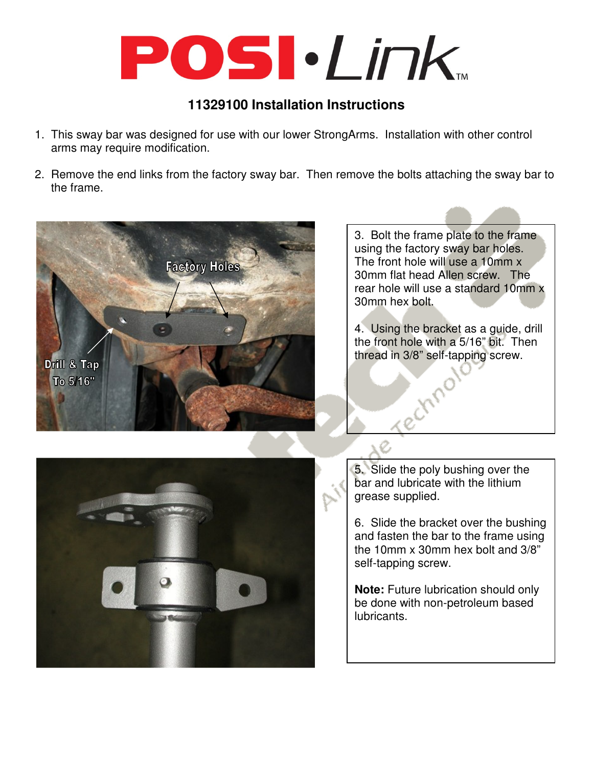# POSI·Link™

### 11329100 Installation Instructions

1. This sway bar was designed for use with our lower StrongArms. Installation with other control arms may require modification.

2. Remove the end links from the factory sway bar. Then remove the bolts attaching the sway bar to the frame.

Factory Holes

Drill & Tap To 5/16"

3. Bolt the frame plate to the frame using the factory sway bar holes. The front hole will use a 10mm x 30mm flat head Allen screw. The rear hole will use a standard 10mm x 30mm hex bolt.

4. Using the bracket as a guide, drill the front hole with a 5/16" bit. Then thread in 3/8" self-tapping screw.

5. Slide the poly bushing over the bar and lubricate with the lithium grease supplied.

6. Slide the bracket over the bushing and fasten the bar to the frame using the 10mm x 30mm hex bolt and 3/8" self-tapping screw.

**Note:** Future lubrication should only be done with non-petroleum based lubricants.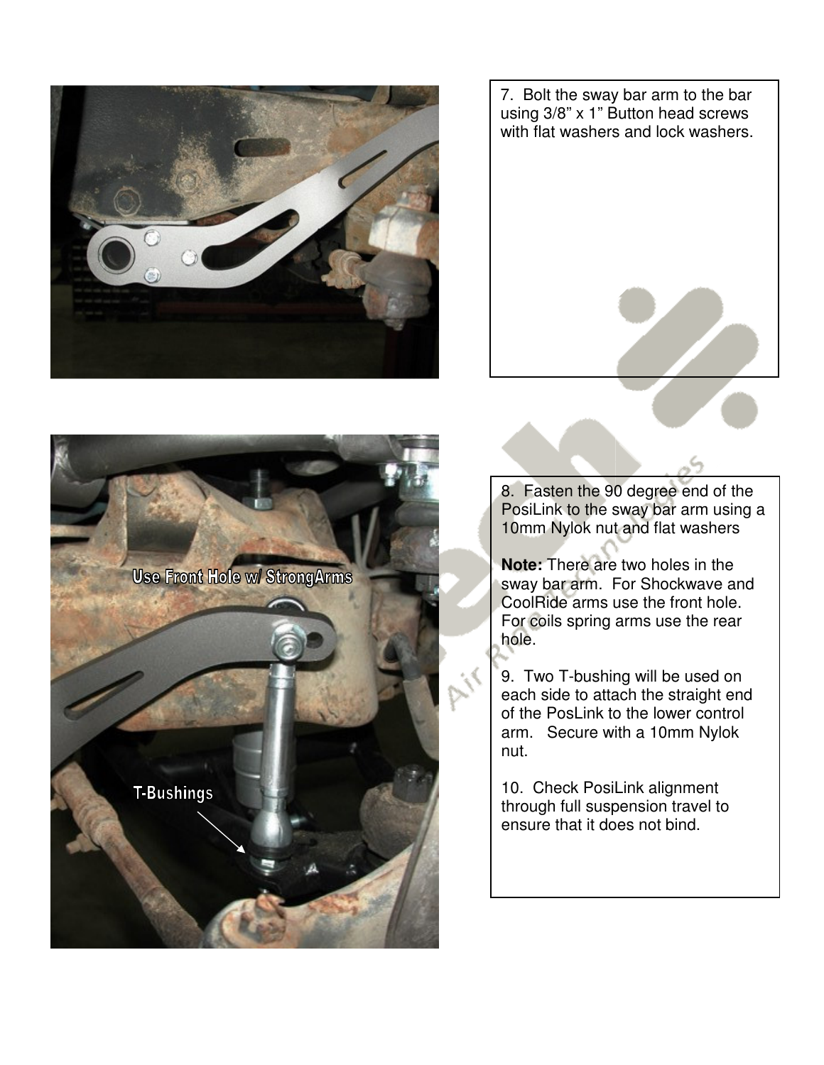7. Bolt the sway bar arm to the bar using 3/8" x 1" Button head screws with flat washers and lock washers.

Use Front Hole w/ StrongArms

T-Bushings

8. Fasten the 90 degree end of the PosiLink to the sway bar arm using a 10mm Nylok nut and flat washers

**Note:** There are two holes in the sway bar arm. For Shockwave and CoolRide arms use the front hole. For coils spring arms use the rear hole.

9. Two T-bushing will be used on each side to attach the straight end of the PosLink to the lower control arm. Secure with a 10mm Nylok nut.

10. Check PosiLink alignment through full suspension travel to ensure that it does not bind.